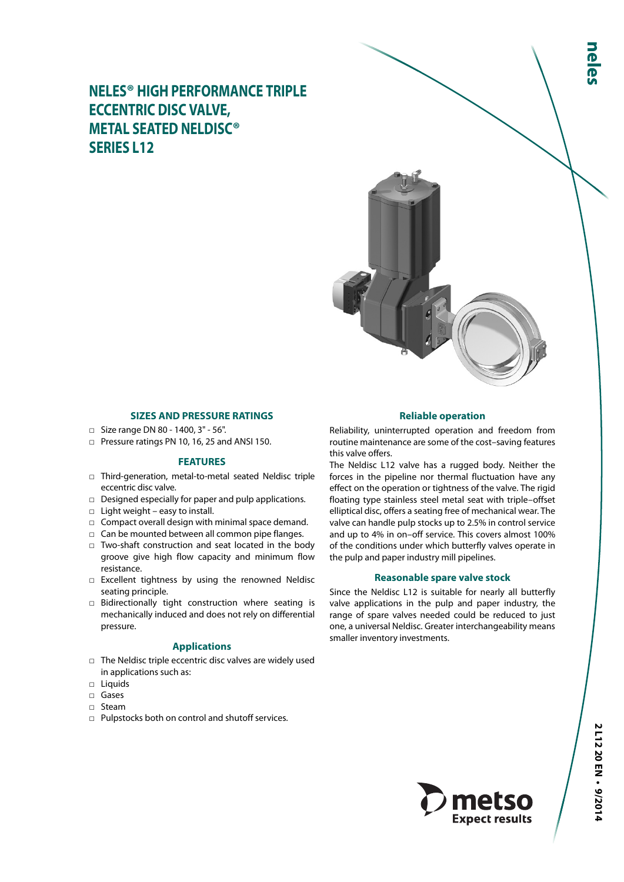# NELES® HIGH PERFORMANCE TRIPLE ECCENTRIC DISC VALVE, METAL SEATED NELDISC® SERIES L12

## SIZES AND PRESSURE RATINGS

- Size range DN 80 - 1400, 3" - 56".
- Pressure ratings PN 10, 16, 25 and ANSI 150.

## FEATURES

- Third-generation, metal-to-metal seated Neldisc triple eccentric disc valve.
- Designed especially for paper and pulp applications.
- Light weight – easy to install.
- Compact overall design with minimal space demand.
- Can be mounted between all common pipe flanges.
- Two-shaft construction and seat located in the body groove give high flow capacity and minimum flow resistance.
- Excellent tightness by using the renowned Neldisc seating principle.
- Bidirectionally tight construction where seating is mechanically induced and does not rely on differential pressure.

## Applications

- The Neldisc triple eccentric disc valves are widely used in applications such as:
- Liquids
- Gases
- Steam
- Pulpstocks both on control and shutoff services.

## Reliable operation

Reliability, uninterrupted operation and freedom from routine maintenance are some of the cost–saving features this valve offers.

The Neldisc L12 valve has a rugged body. Neither the forces in the pipeline nor thermal fluctuation have any effect on the operation or tightness of the valve. The rigid floating type stainless steel metal seat with triple–offset elliptical disc, offers a seating free of mechanical wear. The valve can handle pulp stocks up to 2.5% in control service and up to 4% in on–off service. This covers almost 100% of the conditions under which butterfly valves operate in the pulp and paper industry mill pipelines.

## Reasonable spare valve stock

Since the Neldisc L12 is suitable for nearly all butterfly valve applications in the pulp and paper industry, the range of spare valves needed could be reduced to just one, a universal Neldisc. Greater interchangeability means smaller inventory investments.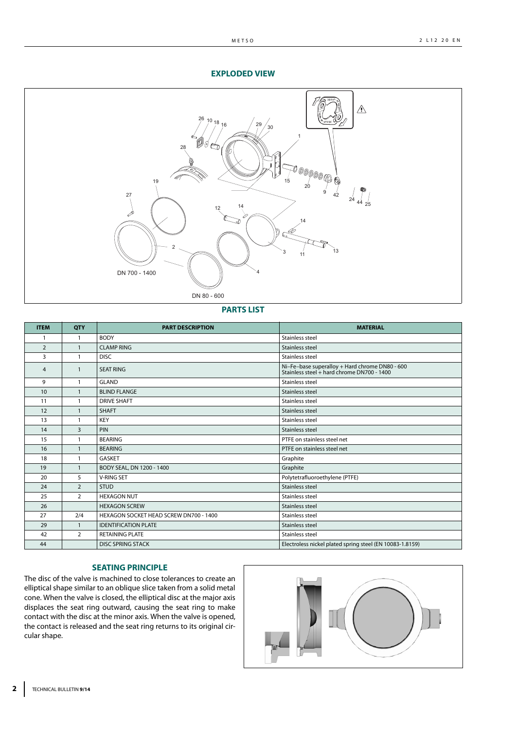## EXPLODED VIEW

DN 700 - 1400

DN 80 - 600

## PARTS LIST

| ITEM | QTY | PART DESCRIPTION | MATERIAL |
|---|---|---|---|
| 1 | 1 | BODY | Stainless steel |
| 2 | 1 | CLAMP RING | Stainless steel |
| 3 | 1 | DISC | Stainless steel |
| 4 | 1 | SEAT RING | Ni–Fe–base superalloy + Hard chrome DN80 - 600<br>Stainless steel + hard chrome DN700 - 1400 |
| 9 | 1 | GLAND | Stainless steel |
| 10 | 1 | BLIND FLANGE | Stainless steel |
| 11 | 1 | DRIVE SHAFT | Stainless steel |
| 12 | 1 | SHAFT | Stainless steel |
| 13 | 1 | KEY | Stainless steel |
| 14 | 3 | PIN | Stainless steel |
| 15 | 1 | BEARING | PTFE on stainless steel net |
| 16 | 1 | BEARING | PTFE on stainless steel net |
| 18 | 1 | GASKET | Graphite |
| 19 | 1 | BODY SEAL, DN 1200 - 1400 | Graphite |
| 20 | 5 | V-RING SET | Polytetrafluoroethylene (PTFE) |
| 24 | 2 | STUD | Stainless steel |
| 25 | 2 | HEXAGON NUT | Stainless steel |
| 26 | | HEXAGON SCREW | Stainless steel |
| 27 | 2/4 | HEXAGON SOCKET HEAD SCREW DN700 - 1400 | Stainless steel |
| 29 | 1 | IDENTIFICATION PLATE | Stainless steel |
| 42 | 2 | RETAINING PLATE | Stainless steel |
| 44 | | DISC SPRING STACK | Electroless nickel plated spring steel (EN 10083-1.8159) |

## SEATING PRINCIPLE

The disc of the valve is machined to close tolerances to create an elliptical shape similar to an oblique slice taken from a solid metal cone. When the valve is closed, the elliptical disc at the major axis displaces the seat ring outward, causing the seat ring to make contact with the disc at the minor axis. When the valve is opened, the contact is released and the seat ring returns to its original circular shape.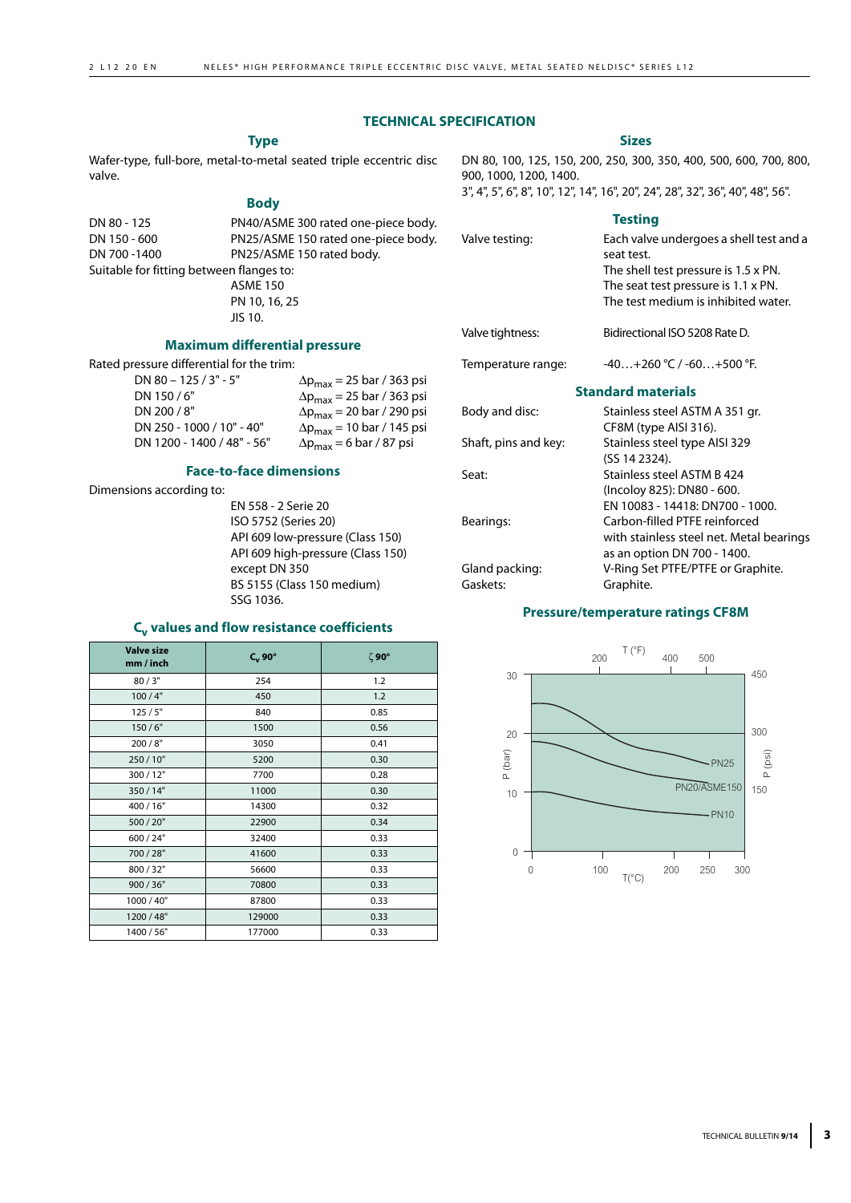# TECHNICAL SPECIFICATION

## Type

Wafer-type, full-bore, metal-to-metal seated triple eccentric disc valve.

## Body

| | |
|---|---|
| DN 80 - 125 | PN40/ASME 300 rated one-piece body. |
| DN 150 - 600 | PN25/ASME 150 rated one-piece body. |
| DN 700 -1400 | PN25/ASME 150 rated body. |

Suitable for fitting between flanges to:
ASME 150
PN 10, 16, 25
JIS 10.

## Maximum differential pressure

Rated pressure differential for the trim:

| | |
|---|---|
| DN 80 – 125 / 3" - 5" | $\Delta p_{max}$ = 25 bar / 363 psi |
| DN 150 / 6" | $\Delta p_{max}$ = 25 bar / 363 psi |
| DN 200 / 8" | $\Delta p_{max}$ = 20 bar / 290 psi |
| DN 250 - 1000 / 10" - 40" | $\Delta p_{max}$ = 10 bar / 145 psi |
| DN 1200 - 1400 / 48" - 56" | $\Delta p_{max}$ = 6 bar / 87 psi |

## Face-to-face dimensions

Dimensions according to:
EN 558 - 2 Serie 20
ISO 5752 (Series 20)
API 609 low-pressure (Class 150)
API 609 high-pressure (Class 150)
except DN 350
BS 5155 (Class 150 medium)
SSG 1036.

## $C_v$ values and flow resistance coefficients

| Valve size mm / inch | $C_v$ 90° | ζ 90° |
|---|---|---|
| 80 / 3" | 254 | 1.2 |
| 100 / 4" | 450 | 1.2 |
| 125 / 5" | 840 | 0.85 |
| 150 / 6" | 1500 | 0.56 |
| 200 / 8" | 3050 | 0.41 |
| 250 / 10" | 5200 | 0.30 |
| 300 / 12" | 7700 | 0.28 |
| 350 / 14" | 11000 | 0.30 |
| 400 / 16" | 14300 | 0.32 |
| 500 / 20" | 22900 | 0.34 |
| 600 / 24" | 32400 | 0.33 |
| 700 / 28" | 41600 | 0.33 |
| 800 / 32" | 56600 | 0.33 |
| 900 / 36" | 70800 | 0.33 |
| 1000 / 40" | 87800 | 0.33 |
| 1200 / 48" | 129000 | 0.33 |
| 1400 / 56" | 177000 | 0.33 |

## Sizes

DN 80, 100, 125, 150, 200, 250, 300, 350, 400, 500, 600, 700, 800, 900, 1000, 1200, 1400.
3", 4", 5", 6", 8", 10", 12", 14", 16", 20", 24", 28", 32", 36", 40", 48", 56".

## Testing

| | |
|---|---|
| Valve testing: | Each valve undergoes a shell test and a seat test. The shell test pressure is 1.5 x PN. The seat test pressure is 1.1 x PN. The test medium is inhibited water. |
| Valve tightness: | Bidirectional ISO 5208 Rate D. |
| Temperature range: | -40…+260 °C / -60…+500 °F. |

## Standard materials

| | |
|---|---|
| Body and disc: | Stainless steel ASTM A 351 gr. CF8M (type AISI 316). |
| Shaft, pins and key: | Stainless steel type AISI 329 (SS 14 2324). |
| Seat: | Stainless steel ASTM B 424 (Incoloy 825): DN80 - 600. EN 10083 - 14418: DN700 - 1000. |
| Bearings: | Carbon-filled PTFE reinforced with stainless steel net. Metal bearings as an option DN 700 - 1400. |
| Gland packing: | V-Ring Set PTFE/PTFE or Graphite. |
| Gaskets: | Graphite. |

## Pressure/temperature ratings CF8M

T (°F): 200, 400, 500
P (bar): 0, 10, 20, 30
P (psi): 150, 300, 450
T(°C): 0, 100, 200, 250, 300
Curves: PN25, PN20/ASME150, PN10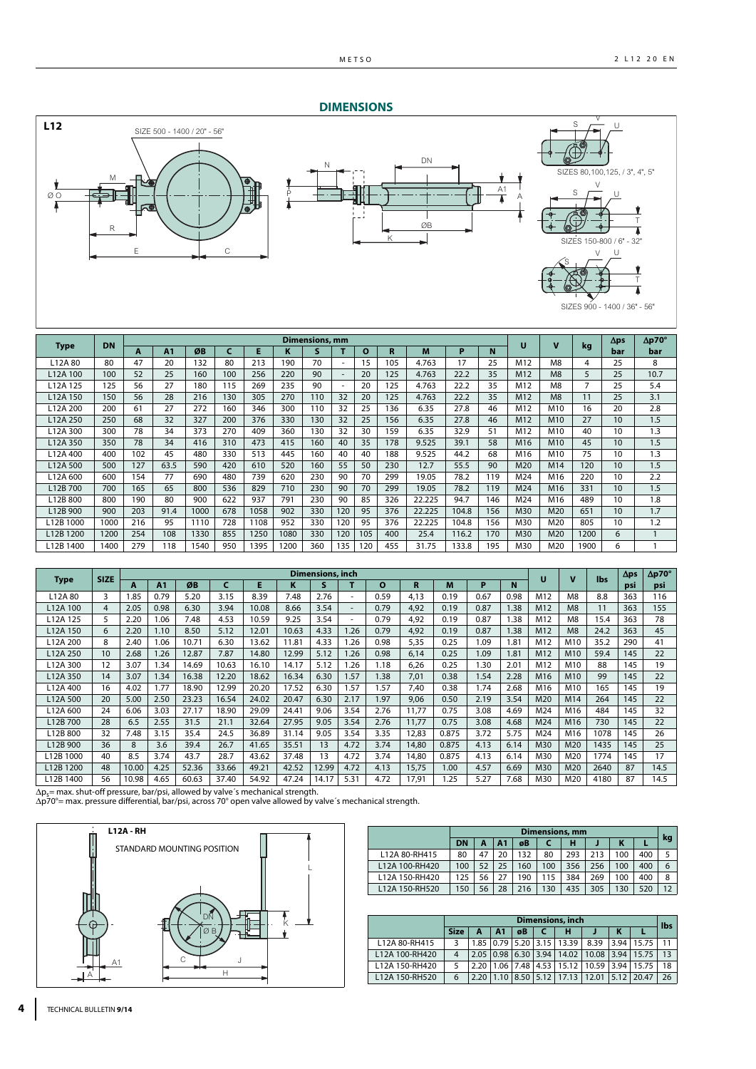## DIMENSIONS

**L12**

SIZE 500 - 1400 / 20" - 56"

SIZES 80,100,125, / 3", 4", 5"

SIZES 150-800 / 6" - 32"

SIZES 900 - 1400 / 36" - 56"

| Type | DN | Dimensions, mm | | | | | | | | | | | | | U | V | kg | Δps | Δp70° |
|---|---|---|---|---|---|---|---|---|---|---|---|---|---|---|---|---|---|---|---|
| | | A | A1 | ØB | C | E | K | S | T | O | R | M | P | N | | | | bar | bar |
| L12A 80 | 80 | 47 | 20 | 132 | 80 | 213 | 190 | 70 | - | 15 | 105 | 4.763 | 17 | 25 | M12 | M8 | 4 | 25 | 8 |
| L12A 100 | 100 | 52 | 25 | 160 | 100 | 256 | 220 | 90 | - | 20 | 125 | 4.763 | 22.2 | 35 | M12 | M8 | 5 | 25 | 10.7 |
| L12A 125 | 125 | 56 | 27 | 180 | 115 | 269 | 235 | 90 | - | 20 | 125 | 4.763 | 22.2 | 35 | M12 | M8 | 7 | 25 | 5.4 |
| L12A 150 | 150 | 56 | 28 | 216 | 130 | 305 | 270 | 110 | 32 | 20 | 125 | 4.763 | 22.2 | 35 | M12 | M8 | 11 | 25 | 3.1 |
| L12A 200 | 200 | 61 | 27 | 272 | 160 | 346 | 300 | 110 | 32 | 25 | 136 | 6.35 | 27.8 | 46 | M12 | M10 | 16 | 20 | 2.8 |
| L12A 250 | 250 | 68 | 32 | 327 | 200 | 376 | 330 | 130 | 32 | 25 | 156 | 6.35 | 27.8 | 46 | M12 | M10 | 27 | 10 | 1.5 |
| L12A 300 | 300 | 78 | 34 | 373 | 270 | 409 | 360 | 130 | 32 | 30 | 159 | 6.35 | 32.9 | 51 | M12 | M10 | 40 | 10 | 1.3 |
| L12A 350 | 350 | 78 | 34 | 416 | 310 | 473 | 415 | 160 | 40 | 35 | 178 | 9.525 | 39.1 | 58 | M16 | M10 | 45 | 10 | 1.5 |
| L12A 400 | 400 | 102 | 45 | 480 | 330 | 513 | 445 | 160 | 40 | 40 | 188 | 9.525 | 44.2 | 68 | M16 | M10 | 75 | 10 | 1.3 |
| L12A 500 | 500 | 127 | 63.5 | 590 | 420 | 610 | 520 | 160 | 55 | 50 | 230 | 12.7 | 55.5 | 90 | M20 | M14 | 120 | 10 | 1.5 |
| L12A 600 | 600 | 154 | 77 | 690 | 480 | 739 | 620 | 230 | 90 | 70 | 299 | 19.05 | 78.2 | 119 | M24 | M16 | 220 | 10 | 2.2 |
| L12B 700 | 700 | 165 | 65 | 800 | 536 | 829 | 710 | 230 | 90 | 70 | 299 | 19.05 | 78.2 | 119 | M24 | M16 | 331 | 10 | 1.5 |
| L12B 800 | 800 | 190 | 80 | 900 | 622 | 937 | 791 | 230 | 90 | 85 | 326 | 22.225 | 94.7 | 146 | M24 | M16 | 489 | 10 | 1.8 |
| L12B 900 | 900 | 203 | 91.4 | 1000 | 678 | 1058 | 902 | 330 | 120 | 95 | 376 | 22.225 | 104.8 | 156 | M30 | M20 | 651 | 10 | 1.7 |
| L12B 1000 | 1000 | 216 | 95 | 1110 | 728 | 1108 | 952 | 330 | 120 | 95 | 376 | 22.225 | 104.8 | 156 | M30 | M20 | 805 | 10 | 1.2 |
| L12B 1200 | 1200 | 254 | 108 | 1330 | 855 | 1250 | 1080 | 330 | 120 | 105 | 400 | 25.4 | 116.2 | 170 | M30 | M20 | 1200 | 6 | 1 |
| L12B 1400 | 1400 | 279 | 118 | 1540 | 950 | 1395 | 1200 | 360 | 135 | 120 | 455 | 31.75 | 133.8 | 195 | M30 | M20 | 1900 | 6 | 1 |

| Type | SIZE | Dimensions, inch | | | | | | | | | | | | | U | V | lbs | Δps | Δp70° |
|---|---|---|---|---|---|---|---|---|---|---|---|---|---|---|---|---|---|---|---|
| | | A | A1 | ØB | C | E | K | S | T | O | R | M | P | N | | | | psi | psi |
| L12A 80 | 3 | 1.85 | 0.79 | 5.20 | 3.15 | 8.39 | 7.48 | 2.76 | - | 0.59 | 4,13 | 0.19 | 0.67 | 0.98 | M12 | M8 | 8.8 | 363 | 116 |
| L12A 100 | 4 | 2.05 | 0.98 | 6.30 | 3.94 | 10.08 | 8.66 | 3.54 | - | 0.79 | 4,92 | 0.19 | 0.87 | 1.38 | M12 | M8 | 11 | 363 | 155 |
| L12A 125 | 5 | 2.20 | 1.06 | 7.48 | 4.53 | 10.59 | 9.25 | 3.54 | - | 0.79 | 4,92 | 0.19 | 0.87 | 1.38 | M12 | M8 | 15.4 | 363 | 78 |
| L12A 150 | 6 | 2.20 | 1.10 | 8.50 | 5.12 | 12.01 | 10.63 | 4.33 | 1.26 | 0.79 | 4,92 | 0.19 | 0.87 | 1.38 | M12 | M8 | 24.2 | 363 | 45 |
| L12A 200 | 8 | 2.40 | 1.06 | 10.71 | 6.30 | 13.62 | 11.81 | 4.33 | 1.26 | 0.98 | 5,35 | 0.25 | 1.09 | 1.81 | M12 | M10 | 35.2 | 290 | 41 |
| L12A 250 | 10 | 2.68 | 1.26 | 12.87 | 7.87 | 14.80 | 12.99 | 5.12 | 1.26 | 0.98 | 6,14 | 0.25 | 1.09 | 1.81 | M12 | M10 | 59.4 | 145 | 22 |
| L12A 300 | 12 | 3.07 | 1.34 | 14.69 | 10.63 | 16.10 | 14.17 | 5.12 | 1.26 | 1.18 | 6,26 | 0.25 | 1.30 | 2.01 | M12 | M10 | 88 | 145 | 19 |
| L12A 350 | 14 | 3.07 | 1.34 | 16.38 | 12.20 | 18.62 | 16.34 | 6.30 | 1.57 | 1.38 | 7,01 | 0.38 | 1.54 | 2.28 | M16 | M10 | 99 | 145 | 22 |
| L12A 400 | 16 | 4.02 | 1.77 | 18.90 | 12.99 | 20.20 | 17.52 | 6.30 | 1.57 | 1.57 | 7,40 | 0.38 | 1.74 | 2.68 | M16 | M10 | 165 | 145 | 19 |
| L12A 500 | 20 | 5.00 | 2.50 | 23.23 | 16.54 | 24.02 | 20.47 | 6.30 | 2.17 | 1.97 | 9,06 | 0.50 | 2.19 | 3.54 | M20 | M14 | 264 | 145 | 22 |
| L12A 600 | 24 | 6.06 | 3.03 | 27.17 | 18.90 | 29.09 | 24.41 | 9.06 | 3.54 | 2.76 | 11,77 | 0.75 | 3.08 | 4.69 | M24 | M16 | 484 | 145 | 32 |
| L12B 700 | 28 | 6.5 | 2.55 | 31.5 | 21.1 | 32.64 | 27.95 | 9.05 | 3.54 | 2.76 | 11,77 | 0.75 | 3.08 | 4.68 | M24 | M16 | 730 | 145 | 22 |
| L12B 800 | 32 | 7.48 | 3.15 | 35.4 | 24.5 | 36.89 | 31.14 | 9.05 | 3.54 | 3.35 | 12,83 | 0.875 | 3.72 | 5.75 | M24 | M16 | 1078 | 145 | 26 |
| L12B 900 | 36 | 8 | 3.6 | 39.4 | 26.7 | 41.65 | 35.51 | 13 | 4.72 | 3.74 | 14,80 | 0.875 | 4.13 | 6.14 | M30 | M20 | 1435 | 145 | 25 |
| L12B 1000 | 40 | 8.5 | 3.74 | 43.7 | 28.7 | 43.62 | 37.48 | 13 | 4.72 | 3.74 | 14,80 | 0.875 | 4.13 | 6.14 | M30 | M20 | 1774 | 145 | 17 |
| L12B 1200 | 48 | 10.00 | 4.25 | 52.36 | 33.66 | 49.21 | 42.52 | 12.99 | 4.72 | 4.13 | 15,75 | 1.00 | 4.57 | 6.69 | M30 | M20 | 2640 | 87 | 14.5 |
| L12B 1400 | 56 | 10.98 | 4.65 | 60.63 | 37.40 | 54.92 | 47.24 | 14.17 | 5.31 | 4.72 | 17,91 | 1.25 | 5.27 | 7.68 | M30 | M20 | 4180 | 87 | 14.5 |

$\Delta p_s$= max. shut-off pressure, bar/psi, allowed by valve´s mechanical strength.
Δp70°= max. pressure differential, bar/psi, across 70° open valve allowed by valve´s mechanical strength.

**L12A - RH**

STANDARD MOUNTING POSITION

| | Dimensions, mm | | | | | | | | | kg |
|---|---|---|---|---|---|---|---|---|---|---|
| | DN | A | A1 | øB | C | H | J | K | L | |
| L12A 80-RH415 | 80 | 47 | 20 | 132 | 80 | 293 | 213 | 100 | 400 | 5 |
| L12A 100-RH420 | 100 | 52 | 25 | 160 | 100 | 356 | 256 | 100 | 400 | 6 |
| L12A 150-RH420 | 125 | 56 | 27 | 190 | 115 | 384 | 269 | 100 | 400 | 8 |
| L12A 150-RH520 | 150 | 56 | 28 | 216 | 130 | 435 | 305 | 130 | 520 | 12 |

| | Dimensions, inch | | | | | | | | | lbs |
|---|---|---|---|---|---|---|---|---|---|---|
| | Size | A | A1 | øB | C | H | J | K | L | |
| L12A 80-RH415 | 3 | 1.85 | 0.79 | 5.20 | 3.15 | 13.39 | 8.39 | 3.94 | 15.75 | 11 |
| L12A 100-RH420 | 4 | 2.05 | 0.98 | 6.30 | 3.94 | 14.02 | 10.08 | 3.94 | 15.75 | 13 |
| L12A 150-RH420 | 5 | 2.20 | 1.06 | 7.48 | 4.53 | 15.12 | 10.59 | 3.94 | 15.75 | 18 |
| L12A 150-RH520 | 6 | 2.20 | 1.10 | 8.50 | 5.12 | 17.13 | 12.01 | 5.12 | 20.47 | 26 |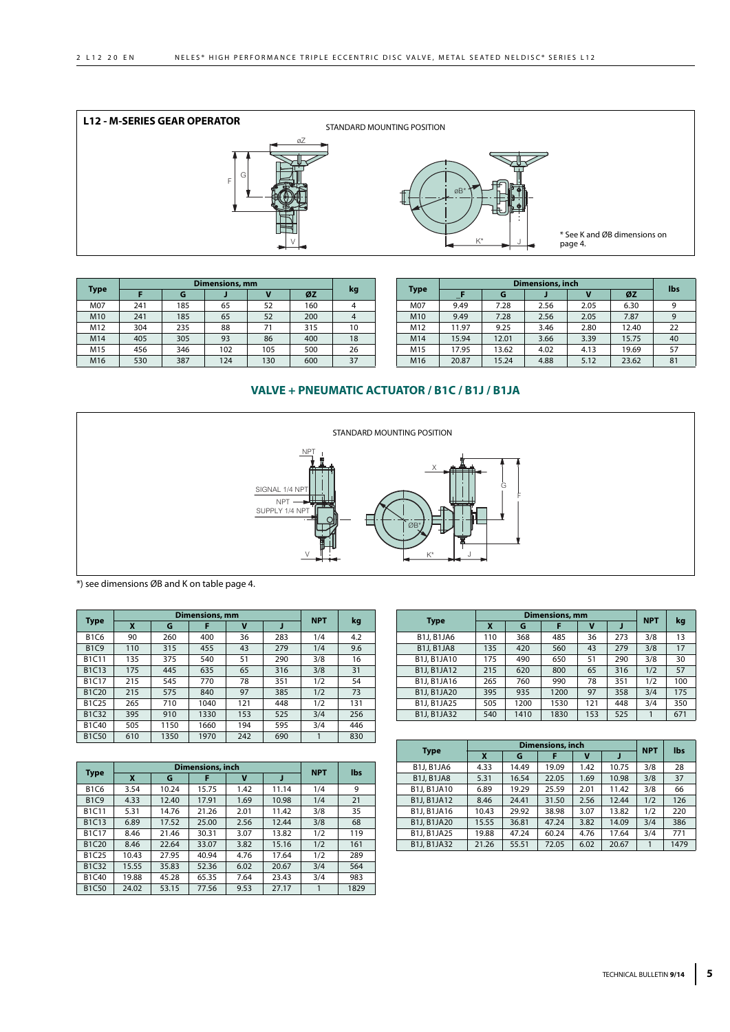## L12 - M-SERIES GEAR OPERATOR

STANDARD MOUNTING POSITION

* See K and ØB dimensions on page 4.

| Type | Dimensions, mm | | | | | kg |
|---|---|---|---|---|---|---|
| | F | G | J | V | ØZ | |
| M07 | 241 | 185 | 65 | 52 | 160 | 4 |
| M10 | 241 | 185 | 65 | 52 | 200 | 4 |
| M12 | 304 | 235 | 88 | 71 | 315 | 10 |
| M14 | 405 | 305 | 93 | 86 | 400 | 18 |
| M15 | 456 | 346 | 102 | 105 | 500 | 26 |
| M16 | 530 | 387 | 124 | 130 | 600 | 37 |

| Type | Dimensions, inch | | | | | lbs |
|---|---|---|---|---|---|---|
| | F | G | J | V | ØZ | |
| M07 | 9.49 | 7.28 | 2.56 | 2.05 | 6.30 | 9 |
| M10 | 9.49 | 7.28 | 2.56 | 2.05 | 7.87 | 9 |
| M12 | 11.97 | 9.25 | 3.46 | 2.80 | 12.40 | 22 |
| M14 | 15.94 | 12.01 | 3.66 | 3.39 | 15.75 | 40 |
| M15 | 17.95 | 13.62 | 4.02 | 4.13 | 19.69 | 57 |
| M16 | 20.87 | 15.24 | 4.88 | 5.12 | 23.62 | 81 |

## VALVE + PNEUMATIC ACTUATOR / B1C / B1J / B1JA

STANDARD MOUNTING POSITION

*) see dimensions ØB and K on table page 4.

| Type | Dimensions, mm | | | | | NPT | kg |
|---|---|---|---|---|---|---|---|
| | X | G | F | V | J | | |
| B1C6 | 90 | 260 | 400 | 36 | 283 | 1/4 | 4.2 |
| B1C9 | 110 | 315 | 455 | 43 | 279 | 1/4 | 9.6 |
| B1C11 | 135 | 375 | 540 | 51 | 290 | 3/8 | 16 |
| B1C13 | 175 | 445 | 635 | 65 | 316 | 3/8 | 31 |
| B1C17 | 215 | 545 | 770 | 78 | 351 | 1/2 | 54 |
| B1C20 | 215 | 575 | 840 | 97 | 385 | 1/2 | 73 |
| B1C25 | 265 | 710 | 1040 | 121 | 448 | 1/2 | 131 |
| B1C32 | 395 | 910 | 1330 | 153 | 525 | 3/4 | 256 |
| B1C40 | 505 | 1150 | 1660 | 194 | 595 | 3/4 | 446 |
| B1C50 | 610 | 1350 | 1970 | 242 | 690 | 1 | 830 |

| Type | Dimensions, inch | | | | | NPT | lbs |
|---|---|---|---|---|---|---|---|
| | X | G | F | V | J | | |
| B1C6 | 3.54 | 10.24 | 15.75 | 1.42 | 11.14 | 1/4 | 9 |
| B1C9 | 4.33 | 12.40 | 17.91 | 1.69 | 10.98 | 1/4 | 21 |
| B1C11 | 5.31 | 14.76 | 21.26 | 2.01 | 11.42 | 3/8 | 35 |
| B1C13 | 6.89 | 17.52 | 25.00 | 2.56 | 12.44 | 3/8 | 68 |
| B1C17 | 8.46 | 21.46 | 30.31 | 3.07 | 13.82 | 1/2 | 119 |
| B1C20 | 8.46 | 22.64 | 33.07 | 3.82 | 15.16 | 1/2 | 161 |
| B1C25 | 10.43 | 27.95 | 40.94 | 4.76 | 17.64 | 1/2 | 289 |
| B1C32 | 15.55 | 35.83 | 52.36 | 6.02 | 20.67 | 3/4 | 564 |
| B1C40 | 19.88 | 45.28 | 65.35 | 7.64 | 23.43 | 3/4 | 983 |
| B1C50 | 24.02 | 53.15 | 77.56 | 9.53 | 27.17 | 1 | 1829 |

| Type | Dimensions, mm | | | | | NPT | kg |
|---|---|---|---|---|---|---|---|
| | X | G | F | V | J | | |
| B1J, B1JA6 | 110 | 368 | 485 | 36 | 273 | 3/8 | 13 |
| B1J, B1JA8 | 135 | 420 | 560 | 43 | 279 | 3/8 | 17 |
| B1J, B1JA10 | 175 | 490 | 650 | 51 | 290 | 3/8 | 30 |
| B1J, B1JA12 | 215 | 620 | 800 | 65 | 316 | 1/2 | 57 |
| B1J, B1JA16 | 265 | 760 | 990 | 78 | 351 | 1/2 | 100 |
| B1J, B1JA20 | 395 | 935 | 1200 | 97 | 358 | 3/4 | 175 |
| B1J, B1JA25 | 505 | 1200 | 1530 | 121 | 448 | 3/4 | 350 |
| B1J, B1JA32 | 540 | 1410 | 1830 | 153 | 525 | 1 | 671 |

| Type | Dimensions, inch | | | | | NPT | lbs |
|---|---|---|---|---|---|---|---|
| | X | G | F | V | J | | |
| B1J, B1JA6 | 4.33 | 14.49 | 19.09 | 1.42 | 10.75 | 3/8 | 28 |
| B1J, B1JA8 | 5.31 | 16.54 | 22.05 | 1.69 | 10.98 | 3/8 | 37 |
| B1J, B1JA10 | 6.89 | 19.29 | 25.59 | 2.01 | 11.42 | 3/8 | 66 |
| B1J, B1JA12 | 8.46 | 24.41 | 31.50 | 2.56 | 12.44 | 1/2 | 126 |
| B1J, B1JA16 | 10.43 | 29.92 | 38.98 | 3.07 | 13.82 | 1/2 | 220 |
| B1J, B1JA20 | 15.55 | 36.81 | 47.24 | 3.82 | 14.09 | 3/4 | 386 |
| B1J, B1JA25 | 19.88 | 47.24 | 60.24 | 4.76 | 17.64 | 3/4 | 771 |
| B1J, B1JA32 | 21.26 | 55.51 | 72.05 | 6.02 | 20.67 | 1 | 1479 |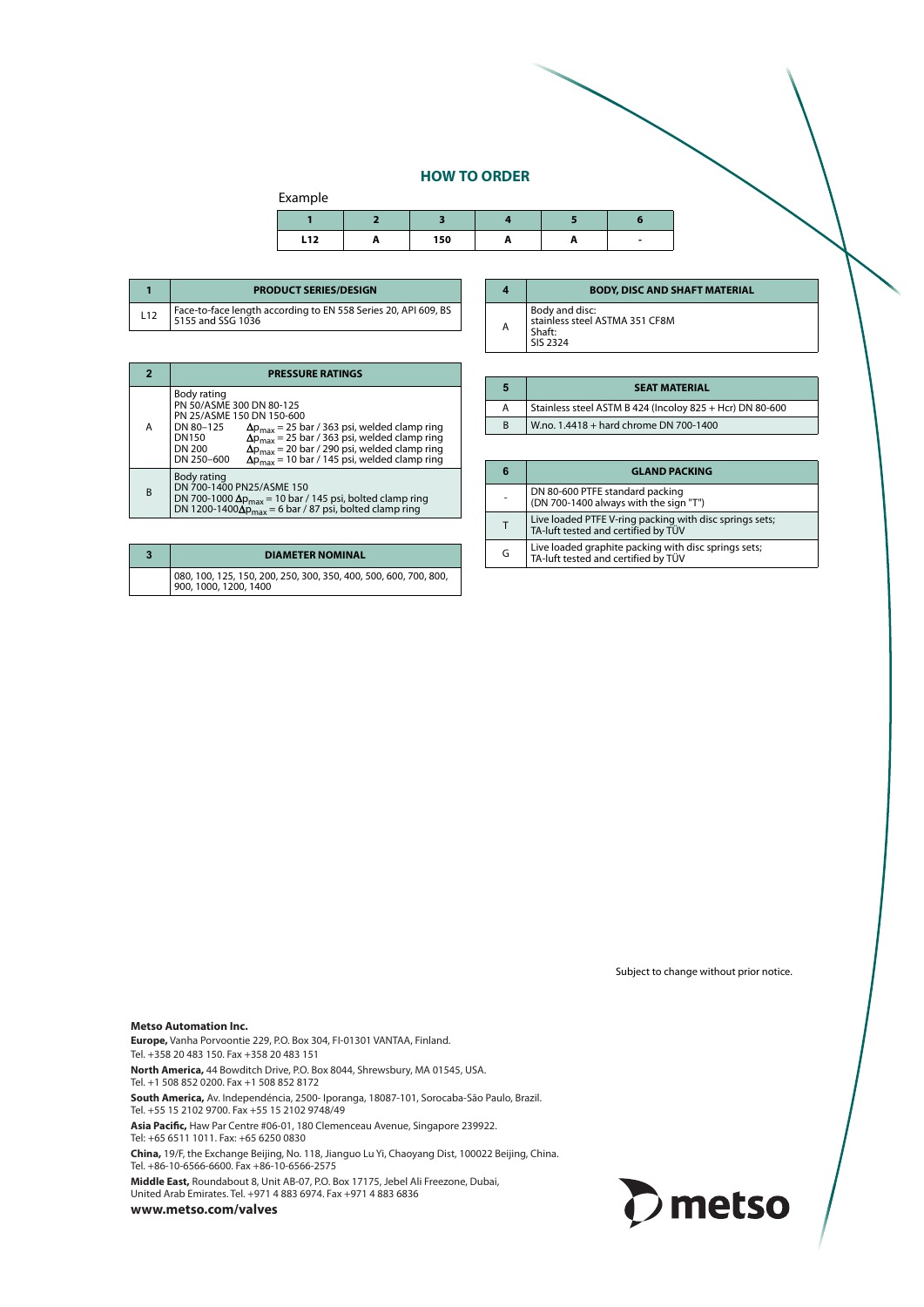## HOW TO ORDER

Example

| 1 | 2 | 3 | 4 | 5 | 6 |
|---|---|---|---|---|---|
| L12 | A | 150 | A | A | - |

| 1 | PRODUCT SERIES/DESIGN |
|---|---|
| L12 | Face-to-face length according to EN 558 Series 20, API 609, BS 5155 and SSG 1036 |

| 2 | PRESSURE RATINGS |
|---|---|
| A | Body rating<br>PN 50/ASME 300 DN 80-125<br>PN 25/ASME 150 DN 150-600<br>DN 80–125 $\Delta p_{max}$ = 25 bar / 363 psi, welded clamp ring<br>DN150 $\Delta p_{max}$ = 25 bar / 363 psi, welded clamp ring<br>DN 200 $\Delta p_{max}$ = 20 bar / 290 psi, welded clamp ring<br>DN 250–600 $\Delta p_{max}$ = 10 bar / 145 psi, welded clamp ring |
| B | Body rating<br>DN 700-1400 PN25/ASME 150<br>DN 700-1000 $\Delta p_{max}$ = 10 bar / 145 psi, bolted clamp ring<br>DN 1200-1400 $\Delta p_{max}$ = 6 bar / 87 psi, bolted clamp ring |

| 3 | DIAMETER NOMINAL |
|---|---|
| | 080, 100, 125, 150, 200, 250, 300, 350, 400, 500, 600, 700, 800, 900, 1000, 1200, 1400 |

| 4 | BODY, DISC AND SHAFT MATERIAL |
|---|---|
| A | Body and disc:<br>stainless steel ASTMA 351 CF8M<br>Shaft:<br>SIS 2324 |

| 5 | SEAT MATERIAL |
|---|---|
| A | Stainless steel ASTM B 424 (Incoloy 825 + Hcr) DN 80-600 |
| B | W.no. 1.4418 + hard chrome DN 700-1400 |

| 6 | GLAND PACKING |
|---|---|
| - | DN 80-600 PTFE standard packing<br>(DN 700-1400 always with the sign "T") |
| T | Live loaded PTFE V-ring packing with disc springs sets;<br>TA-luft tested and certified by TÜV |
| G | Live loaded graphite packing with disc springs sets;<br>TA-luft tested and certified by TÜV |

Subject to change without prior notice.

**Metso Automation Inc.**

**Europe,** Vanha Porvoontie 229, P.O. Box 304, FI-01301 VANTAA, Finland.
Tel. +358 20 483 150. Fax +358 20 483 151

**North America,** 44 Bowditch Drive, P.O. Box 8044, Shrewsbury, MA 01545, USA.
Tel. +1 508 852 0200. Fax +1 508 852 8172

**South America,** Av. Independência, 2500- Iporanga, 18087-101, Sorocaba-São Paulo, Brazil.
Tel. +55 15 2102 9700. Fax +55 15 2102 9748/49

**Asia Pacific,** Haw Par Centre #06-01, 180 Clemenceau Avenue, Singapore 239922.
Tel: +65 6511 1011. Fax: +65 6250 0830

**China,** 19/F, the Exchange Beijing, No. 118, Jianguo Lu Yi, Chaoyang Dist, 100022 Beijing, China.
Tel. +86-10-6566-6600. Fax +86-10-6566-2575

**Middle East,** Roundabout 8, Unit AB-07, P.O. Box 17175, Jebel Ali Freezone, Dubai,
United Arab Emirates. Tel. +971 4 883 6974. Fax +971 4 883 6836

**www.metso.com/valves**

metso